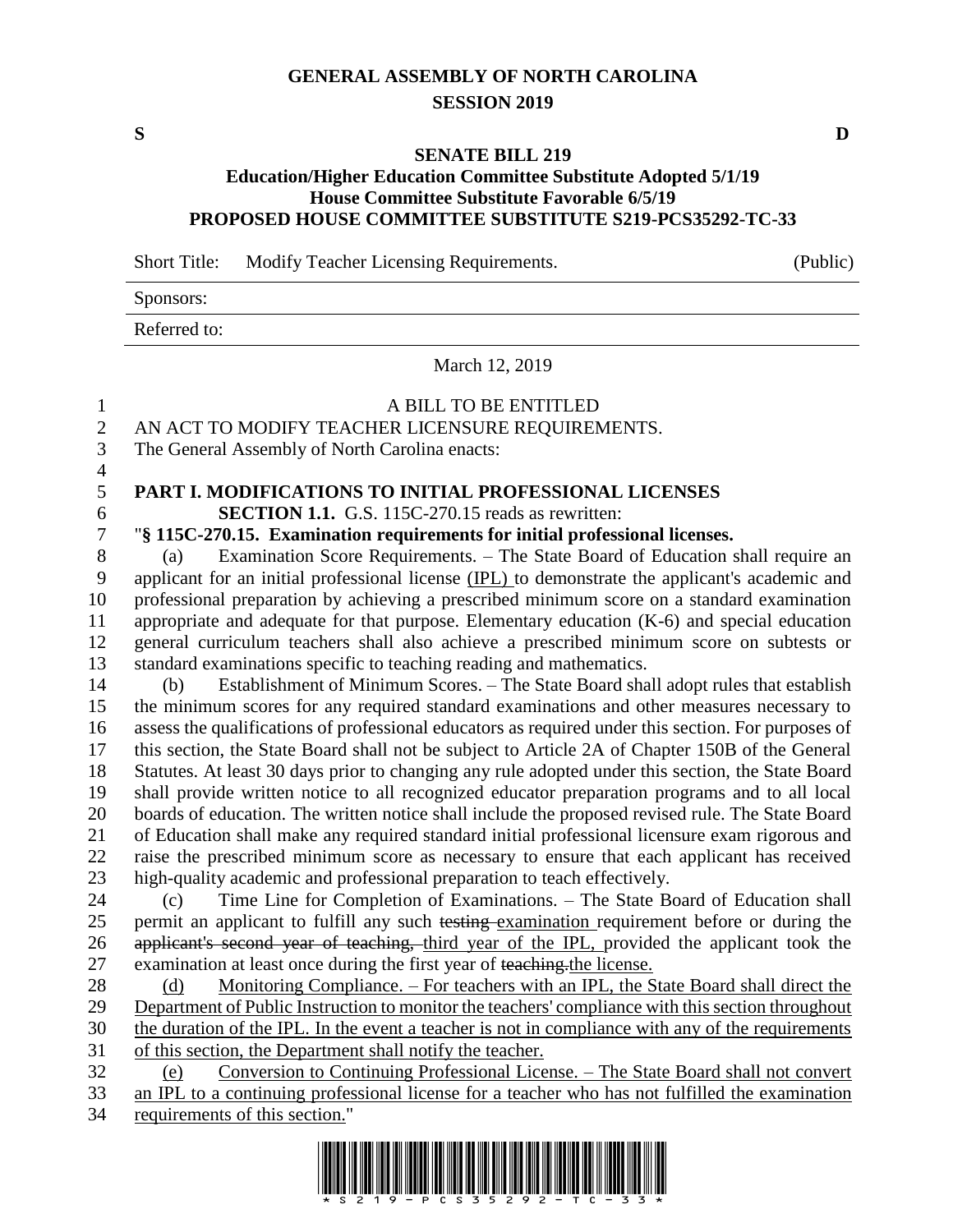# GENERAL ASSEMBLY OF NORTH CAROLINA
## SESSION 2019

**S** **D**

## SENATE BILL 219
### Education/Higher Education Committee Substitute Adopted 5/1/19
### House Committee Substitute Favorable 6/5/19
### PROPOSED HOUSE COMMITTEE SUBSTITUTE S219-PCS35292-TC-33

Short Title: Modify Teacher Licensing Requirements. (Public)

Sponsors:

Referred to:

March 12, 2019

A BILL TO BE ENTITLED

AN ACT TO MODIFY TEACHER LICENSURE REQUIREMENTS.

The General Assembly of North Carolina enacts:

**PART I. MODIFICATIONS TO INITIAL PROFESSIONAL LICENSES**

**SECTION 1.1.** G.S. 115C-270.15 reads as rewritten:

"**§ 115C-270.15. Examination requirements for initial professional licenses.**

(a) Examination Score Requirements. – The State Board of Education shall require an applicant for an initial professional license <u>(IPL)</u> to demonstrate the applicant's academic and professional preparation by achieving a prescribed minimum score on a standard examination appropriate and adequate for that purpose. Elementary education (K-6) and special education general curriculum teachers shall also achieve a prescribed minimum score on subtests or standard examinations specific to teaching reading and mathematics.

(b) Establishment of Minimum Scores. – The State Board shall adopt rules that establish the minimum scores for any required standard examinations and other measures necessary to assess the qualifications of professional educators as required under this section. For purposes of this section, the State Board shall not be subject to Article 2A of Chapter 150B of the General Statutes. At least 30 days prior to changing any rule adopted under this section, the State Board shall provide written notice to all recognized educator preparation programs and to all local boards of education. The written notice shall include the proposed revised rule. The State Board of Education shall make any required standard initial professional licensure exam rigorous and raise the prescribed minimum score as necessary to ensure that each applicant has received high-quality academic and professional preparation to teach effectively.

(c) Time Line for Completion of Examinations. – The State Board of Education shall permit an applicant to fulfill any such ~~testing~~ <u>examination</u> requirement before or during the ~~applicant's second year of teaching,~~ <u>third year of the IPL,</u> provided the applicant took the examination at least once during the first year of ~~teaching.~~<u>the license.</u>

<u>(d) Monitoring Compliance. – For teachers with an IPL, the State Board shall direct the Department of Public Instruction to monitor the teachers' compliance with this section throughout the duration of the IPL. In the event a teacher is not in compliance with any of the requirements of this section, the Department shall notify the teacher.</u>

<u>(e) Conversion to Continuing Professional License. – The State Board shall not convert an IPL to a continuing professional license for a teacher who has not fulfilled the examination requirements of this section.</u>"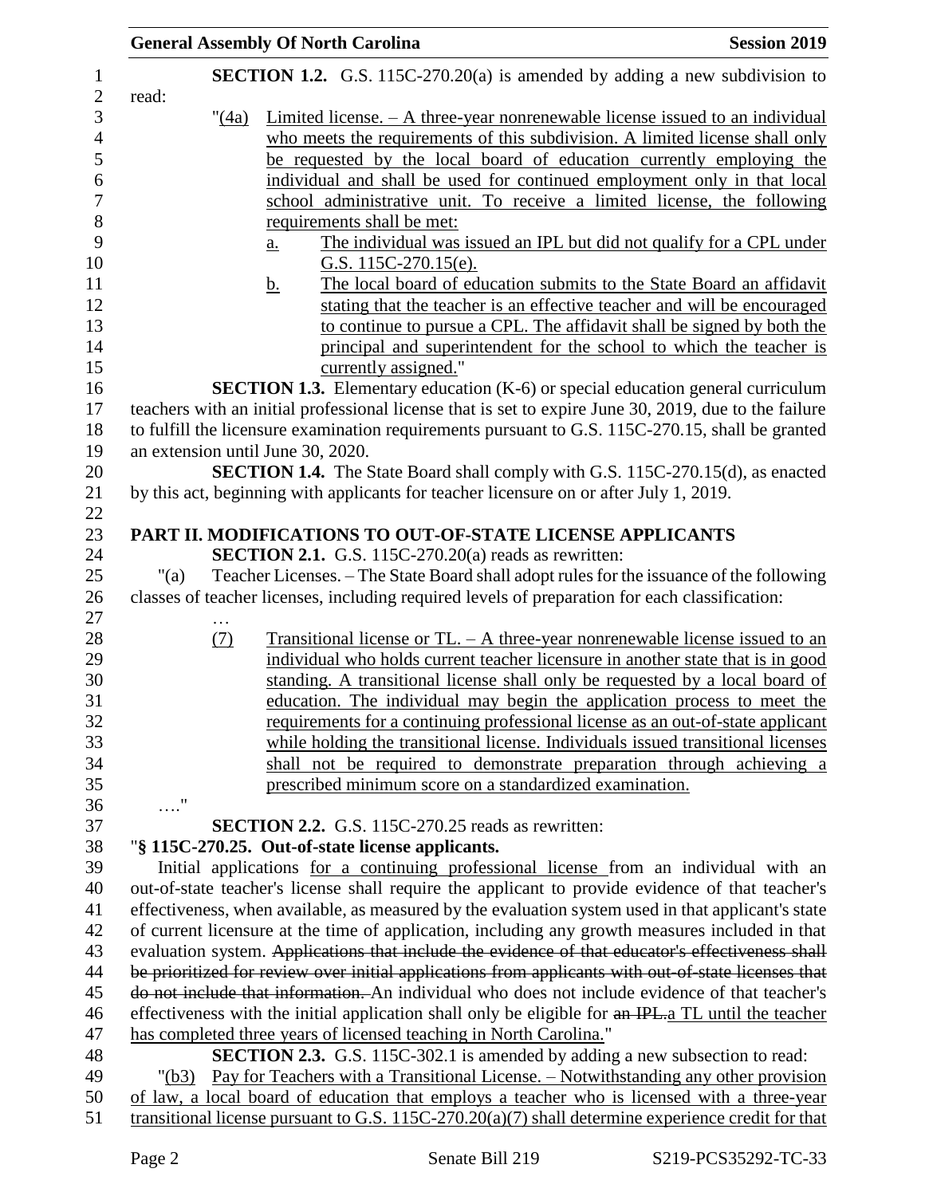**SECTION 1.2.** G.S. 115C-270.20(a) is amended by adding a new subdivision to read:

"(4a) Limited license. – A three-year nonrenewable license issued to an individual who meets the requirements of this subdivision. A limited license shall only be requested by the local board of education currently employing the individual and shall be used for continued employment only in that local school administrative unit. To receive a limited license, the following requirements shall be met:

a. The individual was issued an IPL but did not qualify for a CPL under G.S. 115C-270.15(e).

b. The local board of education submits to the State Board an affidavit stating that the teacher is an effective teacher and will be encouraged to continue to pursue a CPL. The affidavit shall be signed by both the principal and superintendent for the school to which the teacher is currently assigned."

**SECTION 1.3.** Elementary education (K-6) or special education general curriculum teachers with an initial professional license that is set to expire June 30, 2019, due to the failure to fulfill the licensure examination requirements pursuant to G.S. 115C-270.15, shall be granted an extension until June 30, 2020.

**SECTION 1.4.** The State Board shall comply with G.S. 115C-270.15(d), as enacted by this act, beginning with applicants for teacher licensure on or after July 1, 2019.

## PART II. MODIFICATIONS TO OUT-OF-STATE LICENSE APPLICANTS

**SECTION 2.1.** G.S. 115C-270.20(a) reads as rewritten:

"(a) Teacher Licenses. – The State Board shall adopt rules for the issuance of the following classes of teacher licenses, including required levels of preparation for each classification:

…

(7) Transitional license or TL. – A three-year nonrenewable license issued to an individual who holds current teacher licensure in another state that is in good standing. A transitional license shall only be requested by a local board of education. The individual may begin the application process to meet the requirements for a continuing professional license as an out-of-state applicant while holding the transitional license. Individuals issued transitional licenses shall not be required to demonstrate preparation through achieving a prescribed minimum score on a standardized examination.

…."

**SECTION 2.2.** G.S. 115C-270.25 reads as rewritten:

"**§ 115C-270.25. Out-of-state license applicants.**

Initial applications for a continuing professional license from an individual with an out-of-state teacher's license shall require the applicant to provide evidence of that teacher's effectiveness, when available, as measured by the evaluation system used in that applicant's state of current licensure at the time of application, including any growth measures included in that evaluation system. ~~Applications that include the evidence of that educator's effectiveness shall be prioritized for review over initial applications from applicants with out-of-state licenses that do not include that information.~~ An individual who does not include evidence of that teacher's effectiveness with the initial application shall only be eligible for ~~an IPL.~~a TL until the teacher has completed three years of licensed teaching in North Carolina."

**SECTION 2.3.** G.S. 115C-302.1 is amended by adding a new subsection to read:

"(b3) Pay for Teachers with a Transitional License. – Notwithstanding any other provision of law, a local board of education that employs a teacher who is licensed with a three-year transitional license pursuant to G.S. 115C-270.20(a)(7) shall determine experience credit for that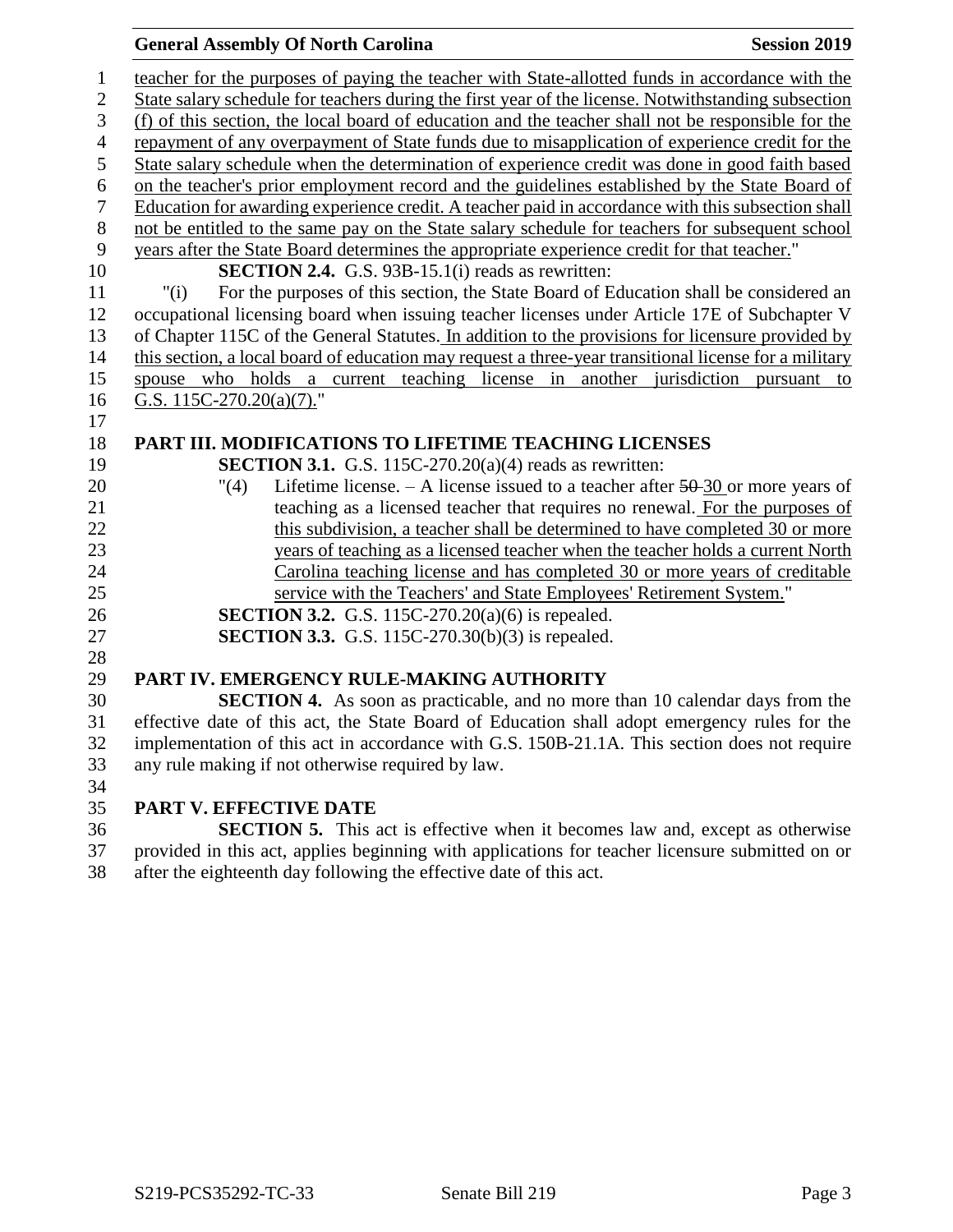teacher for the purposes of paying the teacher with State-allotted funds in accordance with the State salary schedule for teachers during the first year of the license. Notwithstanding subsection (f) of this section, the local board of education and the teacher shall not be responsible for the repayment of any overpayment of State funds due to misapplication of experience credit for the State salary schedule when the determination of experience credit was done in good faith based on the teacher's prior employment record and the guidelines established by the State Board of Education for awarding experience credit. A teacher paid in accordance with this subsection shall not be entitled to the same pay on the State salary schedule for teachers for subsequent school years after the State Board determines the appropriate experience credit for that teacher."

**SECTION 2.4.** G.S. 93B-15.1(i) reads as rewritten:

"(i) For the purposes of this section, the State Board of Education shall be considered an occupational licensing board when issuing teacher licenses under Article 17E of Subchapter V of Chapter 115C of the General Statutes. In addition to the provisions for licensure provided by this section, a local board of education may request a three-year transitional license for a military spouse who holds a current teaching license in another jurisdiction pursuant to G.S. 115C-270.20(a)(7)."

## PART III. MODIFICATIONS TO LIFETIME TEACHING LICENSES

**SECTION 3.1.** G.S. 115C-270.20(a)(4) reads as rewritten:

"(4) Lifetime license. – A license issued to a teacher after ~~50~~ 30 or more years of teaching as a licensed teacher that requires no renewal. For the purposes of this subdivision, a teacher shall be determined to have completed 30 or more years of teaching as a licensed teacher when the teacher holds a current North Carolina teaching license and has completed 30 or more years of creditable service with the Teachers' and State Employees' Retirement System."

**SECTION 3.2.** G.S. 115C-270.20(a)(6) is repealed.

**SECTION 3.3.** G.S. 115C-270.30(b)(3) is repealed.

## PART IV. EMERGENCY RULE-MAKING AUTHORITY

**SECTION 4.** As soon as practicable, and no more than 10 calendar days from the effective date of this act, the State Board of Education shall adopt emergency rules for the implementation of this act in accordance with G.S. 150B-21.1A. This section does not require any rule making if not otherwise required by law.

## PART V. EFFECTIVE DATE

**SECTION 5.** This act is effective when it becomes law and, except as otherwise provided in this act, applies beginning with applications for teacher licensure submitted on or after the eighteenth day following the effective date of this act.